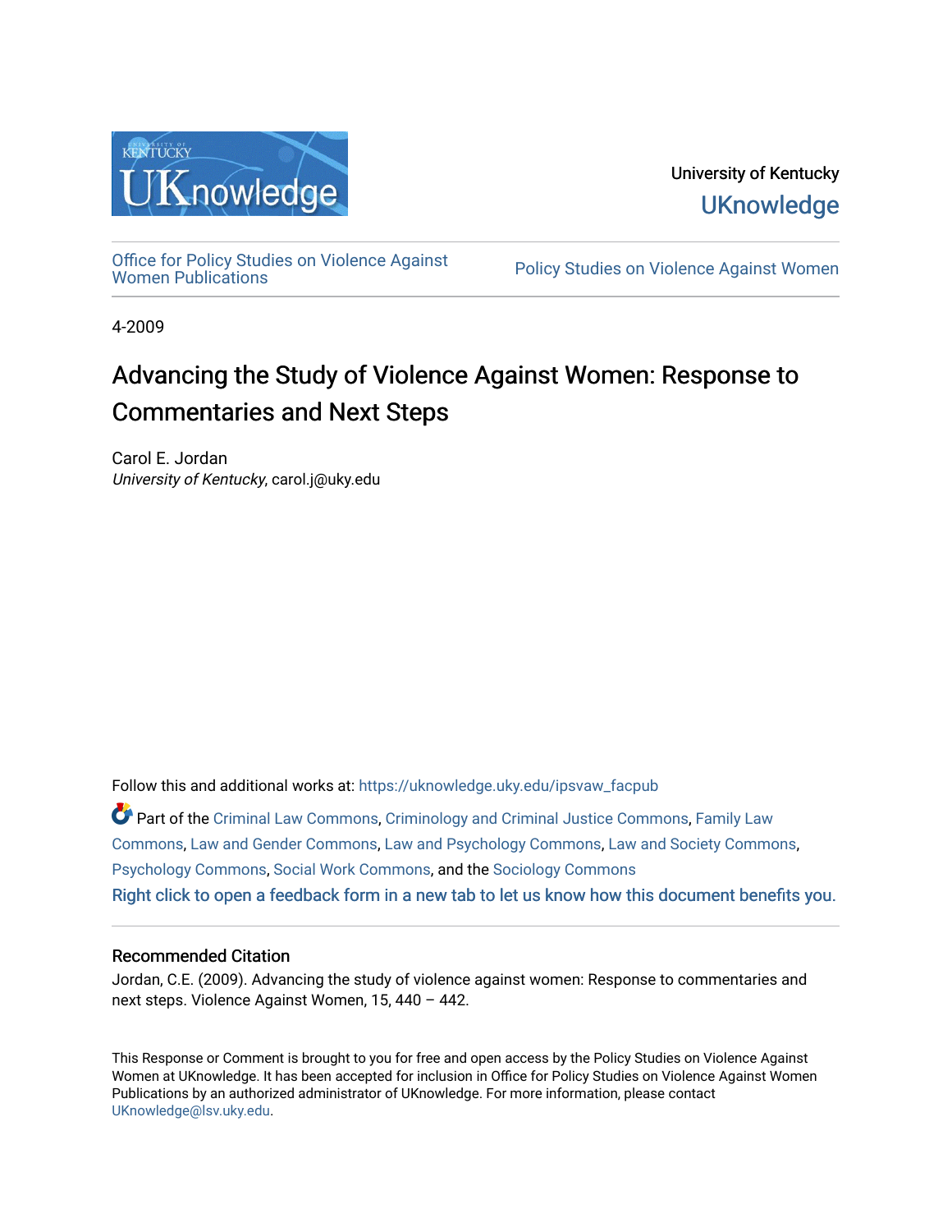University of Kentucky

UKnowledge

Office for Policy Studies on Violence Against Women Publications

Policy Studies on Violence Against Women

4-2009

# Advancing the Study of Violence Against Women: Response to Commentaries and Next Steps

Carol E. Jordan
*University of Kentucky*, carol.j@uky.edu

Follow this and additional works at: https://uknowledge.uky.edu/ipsvaw_facpub

Part of the Criminal Law Commons, Criminology and Criminal Justice Commons, Family Law Commons, Law and Gender Commons, Law and Psychology Commons, Law and Society Commons, Psychology Commons, Social Work Commons, and the Sociology Commons

Right click to open a feedback form in a new tab to let us know how this document benefits you.

## Recommended Citation

Jordan, C.E. (2009). Advancing the study of violence against women: Response to commentaries and next steps. Violence Against Women, 15, 440 – 442.

This Response or Comment is brought to you for free and open access by the Policy Studies on Violence Against Women at UKnowledge. It has been accepted for inclusion in Office for Policy Studies on Violence Against Women Publications by an authorized administrator of UKnowledge. For more information, please contact UKnowledge@lsv.uky.edu.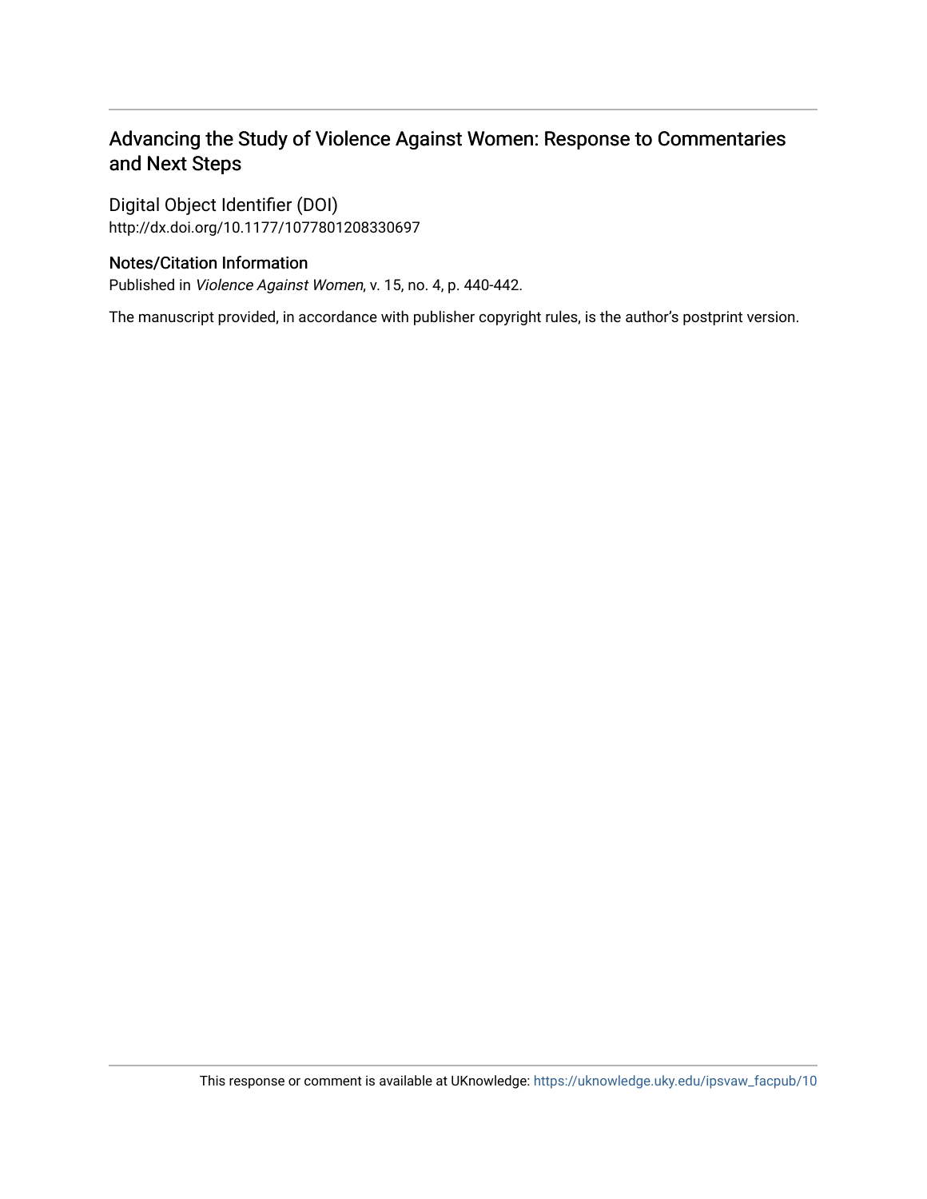## Advancing the Study of Violence Against Women: Response to Commentaries and Next Steps

Digital Object Identifier (DOI)
http://dx.doi.org/10.1177/1077801208330697

### Notes/Citation Information

Published in *Violence Against Women*, v. 15, no. 4, p. 440-442.

The manuscript provided, in accordance with publisher copyright rules, is the author's postprint version.

This response or comment is available at UKnowledge: https://uknowledge.uky.edu/ipsvaw_facpub/10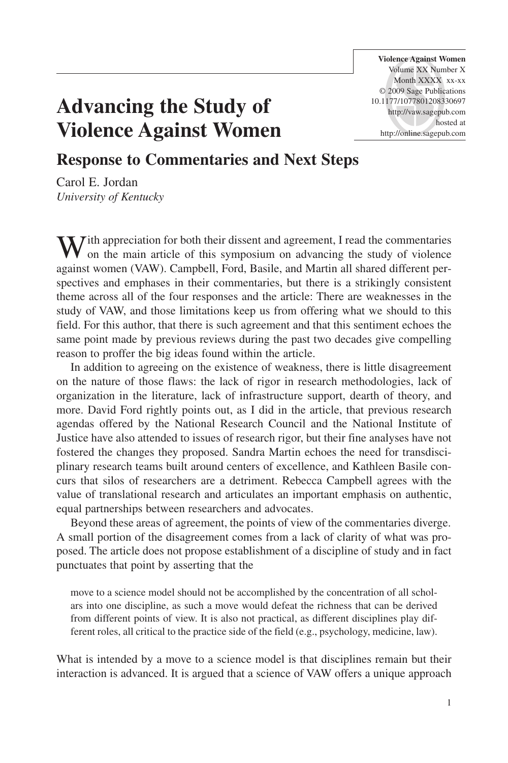# Advancing the Study of Violence Against Women

## Response to Commentaries and Next Steps

Carol E. Jordan
*University of Kentucky*

With appreciation for both their dissent and agreement, I read the commentaries on the main article of this symposium on advancing the study of violence against women (VAW). Campbell, Ford, Basile, and Martin all shared different perspectives and emphases in their commentaries, but there is a strikingly consistent theme across all of the four responses and the article: There are weaknesses in the study of VAW, and those limitations keep us from offering what we should to this field. For this author, that there is such agreement and that this sentiment echoes the same point made by previous reviews during the past two decades give compelling reason to proffer the big ideas found within the article.

In addition to agreeing on the existence of weakness, there is little disagreement on the nature of those flaws: the lack of rigor in research methodologies, lack of organization in the literature, lack of infrastructure support, dearth of theory, and more. David Ford rightly points out, as I did in the article, that previous research agendas offered by the National Research Council and the National Institute of Justice have also attended to issues of research rigor, but their fine analyses have not fostered the changes they proposed. Sandra Martin echoes the need for transdisciplinary research teams built around centers of excellence, and Kathleen Basile concurs that silos of researchers are a detriment. Rebecca Campbell agrees with the value of translational research and articulates an important emphasis on authentic, equal partnerships between researchers and advocates.

Beyond these areas of agreement, the points of view of the commentaries diverge. A small portion of the disagreement comes from a lack of clarity of what was proposed. The article does not propose establishment of a discipline of study and in fact punctuates that point by asserting that the

> move to a science model should not be accomplished by the concentration of all scholars into one discipline, as such a move would defeat the richness that can be derived from different points of view. It is also not practical, as different disciplines play different roles, all critical to the practice side of the field (e.g., psychology, medicine, law).

What is intended by a move to a science model is that disciplines remain but their interaction is advanced. It is argued that a science of VAW offers a unique approach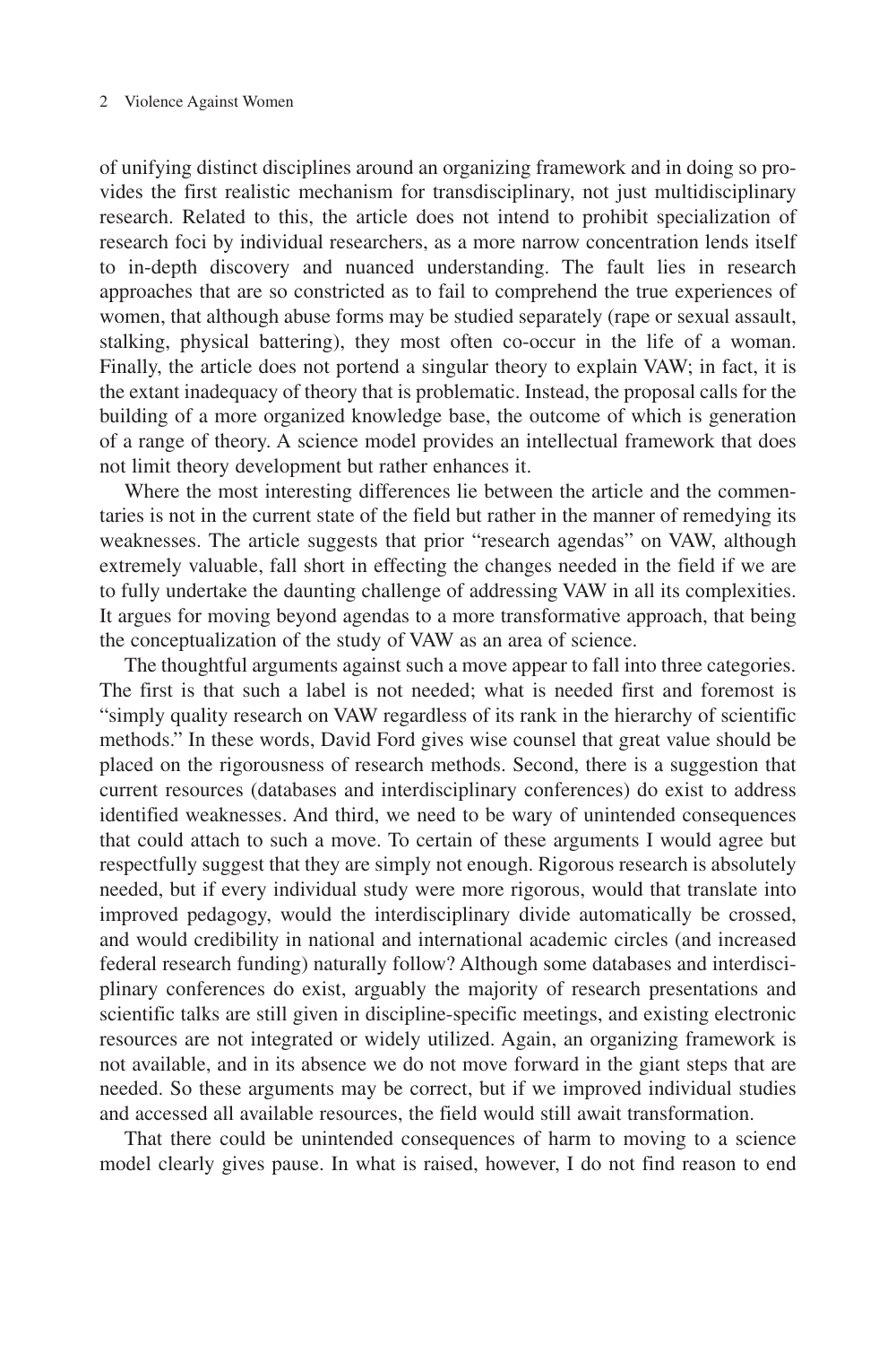of unifying distinct disciplines around an organizing framework and in doing so provides the first realistic mechanism for transdisciplinary, not just multidisciplinary research. Related to this, the article does not intend to prohibit specialization of research foci by individual researchers, as a more narrow concentration lends itself to in-depth discovery and nuanced understanding. The fault lies in research approaches that are so constricted as to fail to comprehend the true experiences of women, that although abuse forms may be studied separately (rape or sexual assault, stalking, physical battering), they most often co-occur in the life of a woman. Finally, the article does not portend a singular theory to explain VAW; in fact, it is the extant inadequacy of theory that is problematic. Instead, the proposal calls for the building of a more organized knowledge base, the outcome of which is generation of a range of theory. A science model provides an intellectual framework that does not limit theory development but rather enhances it.

Where the most interesting differences lie between the article and the commentaries is not in the current state of the field but rather in the manner of remedying its weaknesses. The article suggests that prior "research agendas" on VAW, although extremely valuable, fall short in effecting the changes needed in the field if we are to fully undertake the daunting challenge of addressing VAW in all its complexities. It argues for moving beyond agendas to a more transformative approach, that being the conceptualization of the study of VAW as an area of science.

The thoughtful arguments against such a move appear to fall into three categories. The first is that such a label is not needed; what is needed first and foremost is "simply quality research on VAW regardless of its rank in the hierarchy of scientific methods." In these words, David Ford gives wise counsel that great value should be placed on the rigorousness of research methods. Second, there is a suggestion that current resources (databases and interdisciplinary conferences) do exist to address identified weaknesses. And third, we need to be wary of unintended consequences that could attach to such a move. To certain of these arguments I would agree but respectfully suggest that they are simply not enough. Rigorous research is absolutely needed, but if every individual study were more rigorous, would that translate into improved pedagogy, would the interdisciplinary divide automatically be crossed, and would credibility in national and international academic circles (and increased federal research funding) naturally follow? Although some databases and interdisciplinary conferences do exist, arguably the majority of research presentations and scientific talks are still given in discipline-specific meetings, and existing electronic resources are not integrated or widely utilized. Again, an organizing framework is not available, and in its absence we do not move forward in the giant steps that are needed. So these arguments may be correct, but if we improved individual studies and accessed all available resources, the field would still await transformation.

That there could be unintended consequences of harm to moving to a science model clearly gives pause. In what is raised, however, I do not find reason to end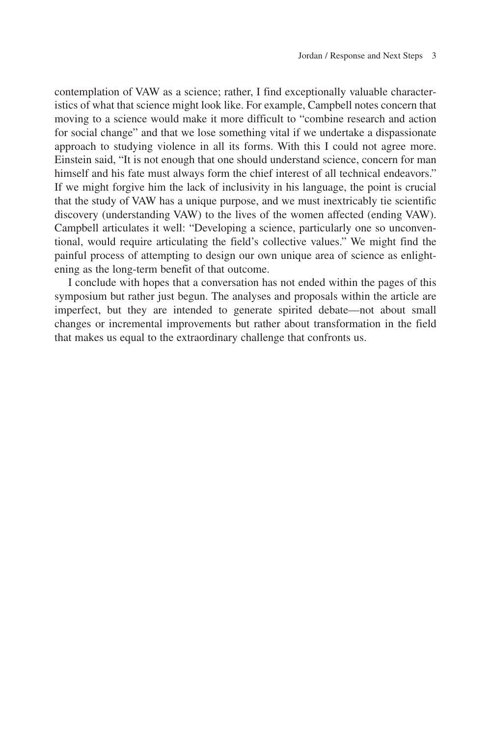contemplation of VAW as a science; rather, I find exceptionally valuable characteristics of what that science might look like. For example, Campbell notes concern that moving to a science would make it more difficult to "combine research and action for social change" and that we lose something vital if we undertake a dispassionate approach to studying violence in all its forms. With this I could not agree more. Einstein said, "It is not enough that one should understand science, concern for man himself and his fate must always form the chief interest of all technical endeavors." If we might forgive him the lack of inclusivity in his language, the point is crucial that the study of VAW has a unique purpose, and we must inextricably tie scientific discovery (understanding VAW) to the lives of the women affected (ending VAW). Campbell articulates it well: "Developing a science, particularly one so unconventional, would require articulating the field's collective values." We might find the painful process of attempting to design our own unique area of science as enlightening as the long-term benefit of that outcome.

I conclude with hopes that a conversation has not ended within the pages of this symposium but rather just begun. The analyses and proposals within the article are imperfect, but they are intended to generate spirited debate—not about small changes or incremental improvements but rather about transformation in the field that makes us equal to the extraordinary challenge that confronts us.